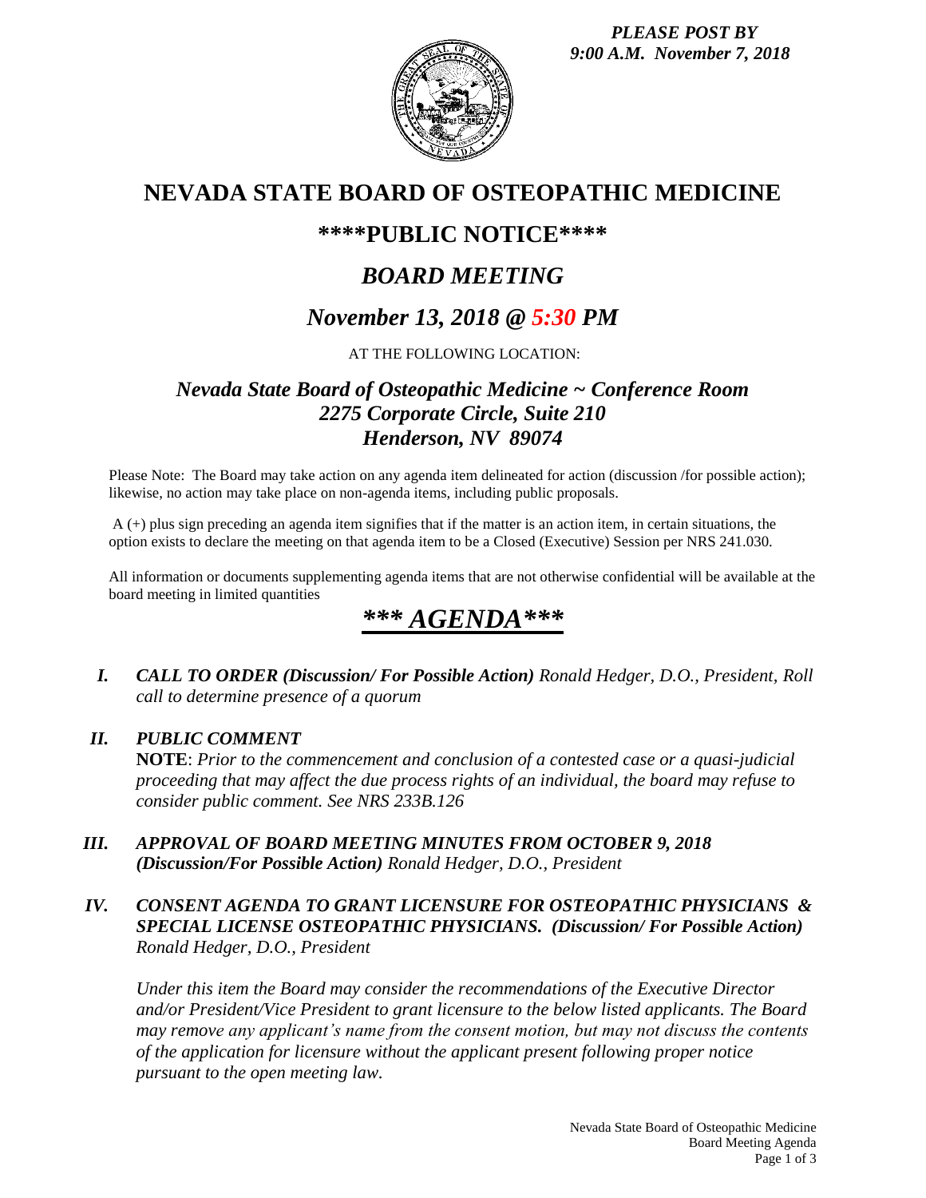*PLEASE POST BY*
*9:00 A.M. November 7, 2018*

# NEVADA STATE BOARD OF OSTEOPATHIC MEDICINE

## \*\*\*\*PUBLIC NOTICE\*\*\*\*

## *BOARD MEETING*

## *November 13, 2018 @ 5:30 PM*

AT THE FOLLOWING LOCATION:

### *Nevada State Board of Osteopathic Medicine ~ Conference Room*
### *2275 Corporate Circle, Suite 210*
### *Henderson, NV 89074*

Please Note: The Board may take action on any agenda item delineated for action (discussion /for possible action); likewise, no action may take place on non-agenda items, including public proposals.

A (+) plus sign preceding an agenda item signifies that if the matter is an action item, in certain situations, the option exists to declare the meeting on that agenda item to be a Closed (Executive) Session per NRS 241.030.

All information or documents supplementing agenda items that are not otherwise confidential will be available at the board meeting in limited quantities

# *\*\*\* AGENDA\*\*\**

**I.** ***CALL TO ORDER (Discussion/ For Possible Action)*** *Ronald Hedger, D.O., President, Roll call to determine presence of a quorum*

**II.** ***PUBLIC COMMENT***
**NOTE**: *Prior to the commencement and conclusion of a contested case or a quasi-judicial proceeding that may affect the due process rights of an individual, the board may refuse to consider public comment. See NRS 233B.126*

**III.** ***APPROVAL OF BOARD MEETING MINUTES FROM OCTOBER 9, 2018 (Discussion/For Possible Action)*** *Ronald Hedger, D.O., President*

**IV.** ***CONSENT AGENDA TO GRANT LICENSURE FOR OSTEOPATHIC PHYSICIANS & SPECIAL LICENSE OSTEOPATHIC PHYSICIANS. (Discussion/ For Possible Action)*** *Ronald Hedger, D.O., President*

*Under this item the Board may consider the recommendations of the Executive Director and/or President/Vice President to grant licensure to the below listed applicants. The Board may remove any applicant's name from the consent motion, but may not discuss the contents of the application for licensure without the applicant present following proper notice pursuant to the open meeting law.*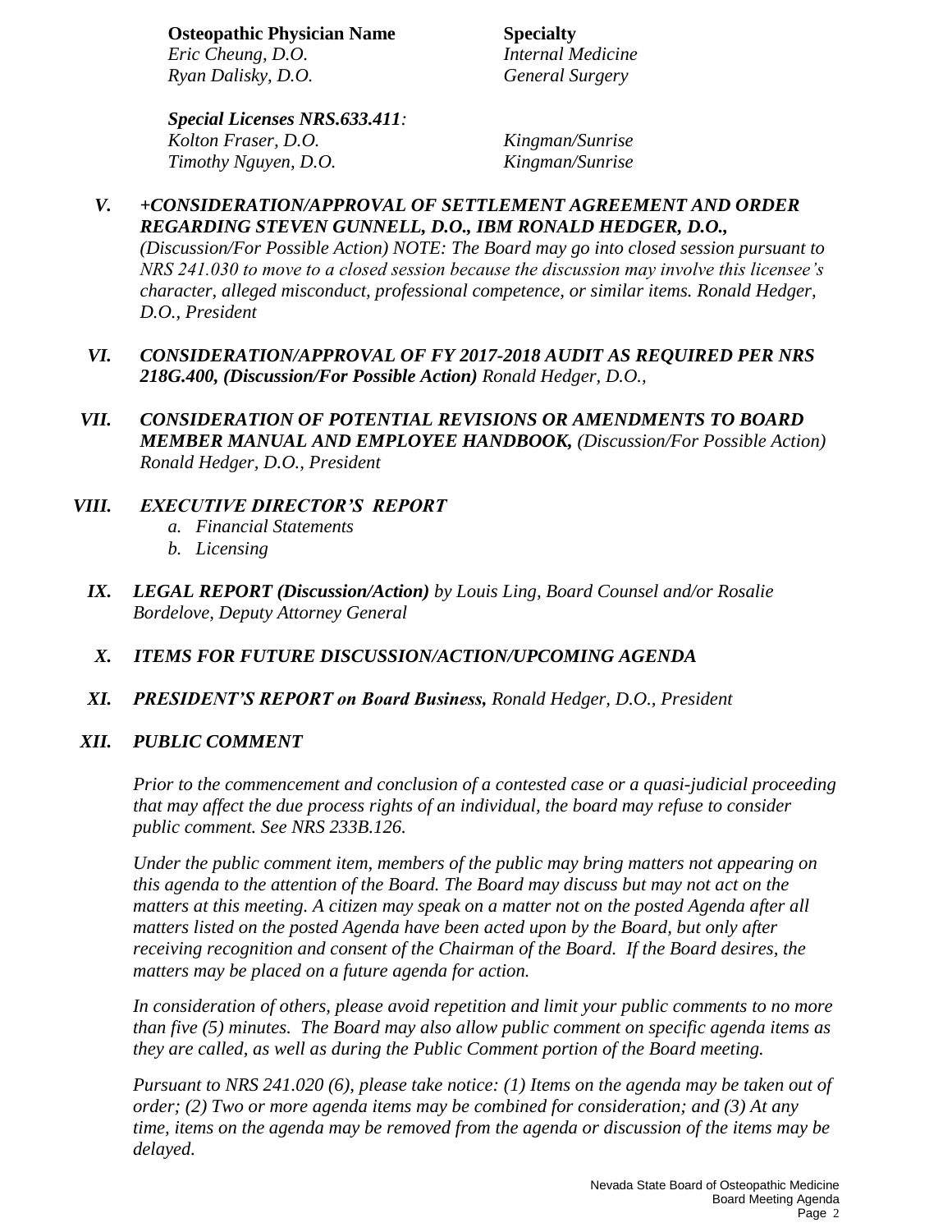| **Osteopathic Physician Name** | **Specialty** |
|---|---|
| *Eric Cheung, D.O.* | *Internal Medicine* |
| *Ryan Dalisky, D.O.* | *General Surgery* |

***Special Licenses NRS.633.411:***

| | |
|---|---|
| *Kolton Fraser, D.O.* | *Kingman/Sunrise* |
| *Timothy Nguyen, D.O.* | *Kingman/Sunrise* |

**V.** ***+CONSIDERATION/APPROVAL OF SETTLEMENT AGREEMENT AND ORDER REGARDING STEVEN GUNNELL, D.O., IBM RONALD HEDGER, D.O.,*** *(Discussion/For Possible Action) NOTE: The Board may go into closed session pursuant to NRS 241.030 to move to a closed session because the discussion may involve this licensee's character, alleged misconduct, professional competence, or similar items. Ronald Hedger, D.O., President*

**VI.** ***CONSIDERATION/APPROVAL OF FY 2017-2018 AUDIT AS REQUIRED PER NRS 218G.400, (Discussion/For Possible Action)*** *Ronald Hedger, D.O.,*

**VII.** ***CONSIDERATION OF POTENTIAL REVISIONS OR AMENDMENTS TO BOARD MEMBER MANUAL AND EMPLOYEE HANDBOOK,*** *(Discussion/For Possible Action) Ronald Hedger, D.O., President*

**VIII.** ***EXECUTIVE DIRECTOR'S REPORT***

*a. Financial Statements*
*b. Licensing*

**IX.** ***LEGAL REPORT (Discussion/Action)*** *by Louis Ling, Board Counsel and/or Rosalie Bordelove, Deputy Attorney General*

**X.** ***ITEMS FOR FUTURE DISCUSSION/ACTION/UPCOMING AGENDA***

**XI.** ***PRESIDENT'S REPORT on Board Business,*** *Ronald Hedger, D.O., President*

**XII.** ***PUBLIC COMMENT***

*Prior to the commencement and conclusion of a contested case or a quasi-judicial proceeding that may affect the due process rights of an individual, the board may refuse to consider public comment. See NRS 233B.126.*

*Under the public comment item, members of the public may bring matters not appearing on this agenda to the attention of the Board. The Board may discuss but may not act on the matters at this meeting. A citizen may speak on a matter not on the posted Agenda after all matters listed on the posted Agenda have been acted upon by the Board, but only after receiving recognition and consent of the Chairman of the Board. If the Board desires, the matters may be placed on a future agenda for action.*

*In consideration of others, please avoid repetition and limit your public comments to no more than five (5) minutes. The Board may also allow public comment on specific agenda items as they are called, as well as during the Public Comment portion of the Board meeting.*

*Pursuant to NRS 241.020 (6), please take notice: (1) Items on the agenda may be taken out of order; (2) Two or more agenda items may be combined for consideration; and (3) At any time, items on the agenda may be removed from the agenda or discussion of the items may be delayed.*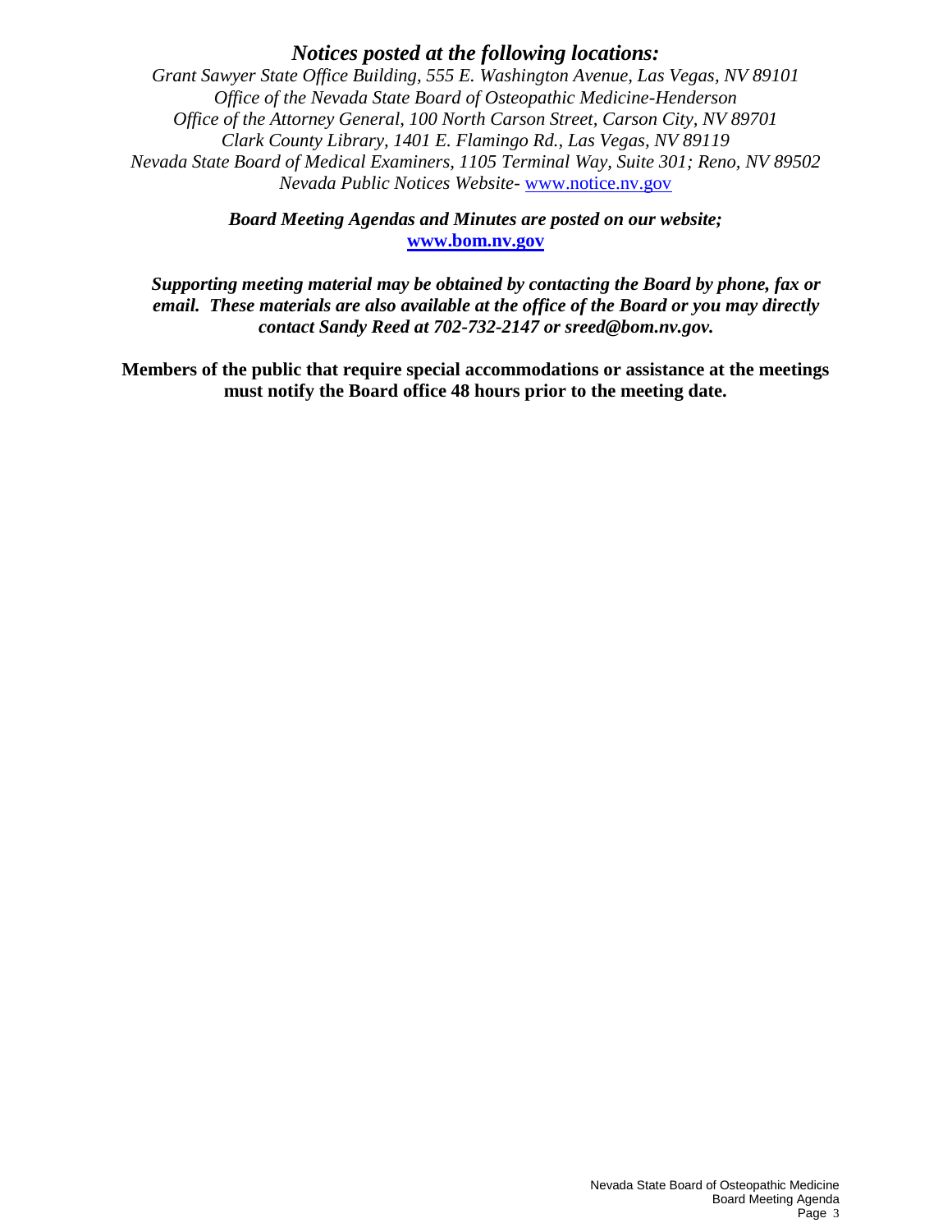## *Notices posted at the following locations:*

*Grant Sawyer State Office Building, 555 E. Washington Avenue, Las Vegas, NV 89101*
*Office of the Nevada State Board of Osteopathic Medicine-Henderson*
*Office of the Attorney General, 100 North Carson Street, Carson City, NV 89701*
*Clark County Library, 1401 E. Flamingo Rd., Las Vegas, NV 89119*
*Nevada State Board of Medical Examiners, 1105 Terminal Way, Suite 301; Reno, NV 89502*
*Nevada Public Notices Website-* www.notice.nv.gov

***Board Meeting Agendas and Minutes are posted on our website;***
**www.bom.nv.gov**

***Supporting meeting material may be obtained by contacting the Board by phone, fax or email. These materials are also available at the office of the Board or you may directly contact Sandy Reed at 702-732-2147 or sreed@bom.nv.gov.***

**Members of the public that require special accommodations or assistance at the meetings must notify the Board office 48 hours prior to the meeting date.**